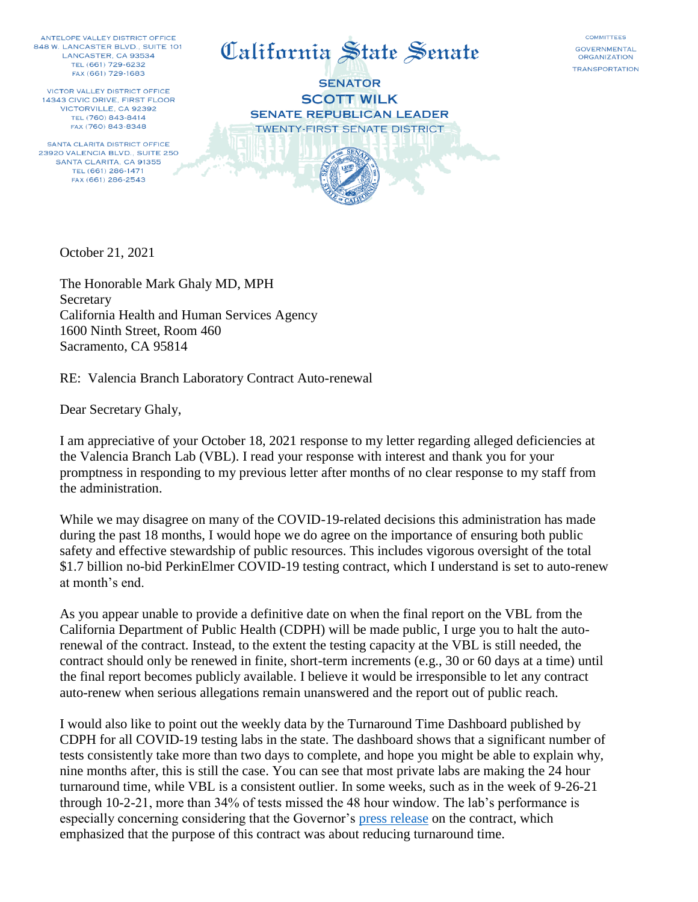ANTELOPE VALLEY DISTRICT OFFICE
848 W. LANCASTER BLVD., SUITE 101
LANCASTER, CA 93534
TEL (661) 729-6232
FAX (661) 729-1683

VICTOR VALLEY DISTRICT OFFICE
14343 CIVIC DRIVE, FIRST FLOOR
VICTORVILLE, CA 92392
TEL (760) 843-8414
FAX (760) 843-8348

SANTA CLARITA DISTRICT OFFICE
23920 VALENCIA BLVD., SUITE 250
SANTA CLARITA, CA 91355
TEL (661) 286-1471
FAX (661) 286-2543

# California State Senate

**SENATOR**
**SCOTT WILK**
**SENATE REPUBLICAN LEADER**
TWENTY-FIRST SENATE DISTRICT

COMMITTEES
GOVERNMENTAL ORGANIZATION
TRANSPORTATION

October 21, 2021

The Honorable Mark Ghaly MD, MPH
Secretary
California Health and Human Services Agency
1600 Ninth Street, Room 460
Sacramento, CA 95814

RE: Valencia Branch Laboratory Contract Auto-renewal

Dear Secretary Ghaly,

I am appreciative of your October 18, 2021 response to my letter regarding alleged deficiencies at the Valencia Branch Lab (VBL). I read your response with interest and thank you for your promptness in responding to my previous letter after months of no clear response to my staff from the administration.

While we may disagree on many of the COVID-19-related decisions this administration has made during the past 18 months, I would hope we do agree on the importance of ensuring both public safety and effective stewardship of public resources. This includes vigorous oversight of the total $1.7 billion no-bid PerkinElmer COVID-19 testing contract, which I understand is set to auto-renew at month's end.

As you appear unable to provide a definitive date on when the final report on the VBL from the California Department of Public Health (CDPH) will be made public, I urge you to halt the auto-renewal of the contract. Instead, to the extent the testing capacity at the VBL is still needed, the contract should only be renewed in finite, short-term increments (e.g., 30 or 60 days at a time) until the final report becomes publicly available. I believe it would be irresponsible to let any contract auto-renew when serious allegations remain unanswered and the report out of public reach.

I would also like to point out the weekly data by the Turnaround Time Dashboard published by CDPH for all COVID-19 testing labs in the state. The dashboard shows that a significant number of tests consistently take more than two days to complete, and hope you might be able to explain why, nine months after, this is still the case. You can see that most private labs are making the 24 hour turnaround time, while VBL is a consistent outlier. In some weeks, such as in the week of 9-26-21 through 10-2-21, more than 34% of tests missed the 48 hour window. The lab's performance is especially concerning considering that the Governor's press release on the contract, which emphasized that the purpose of this contract was about reducing turnaround time.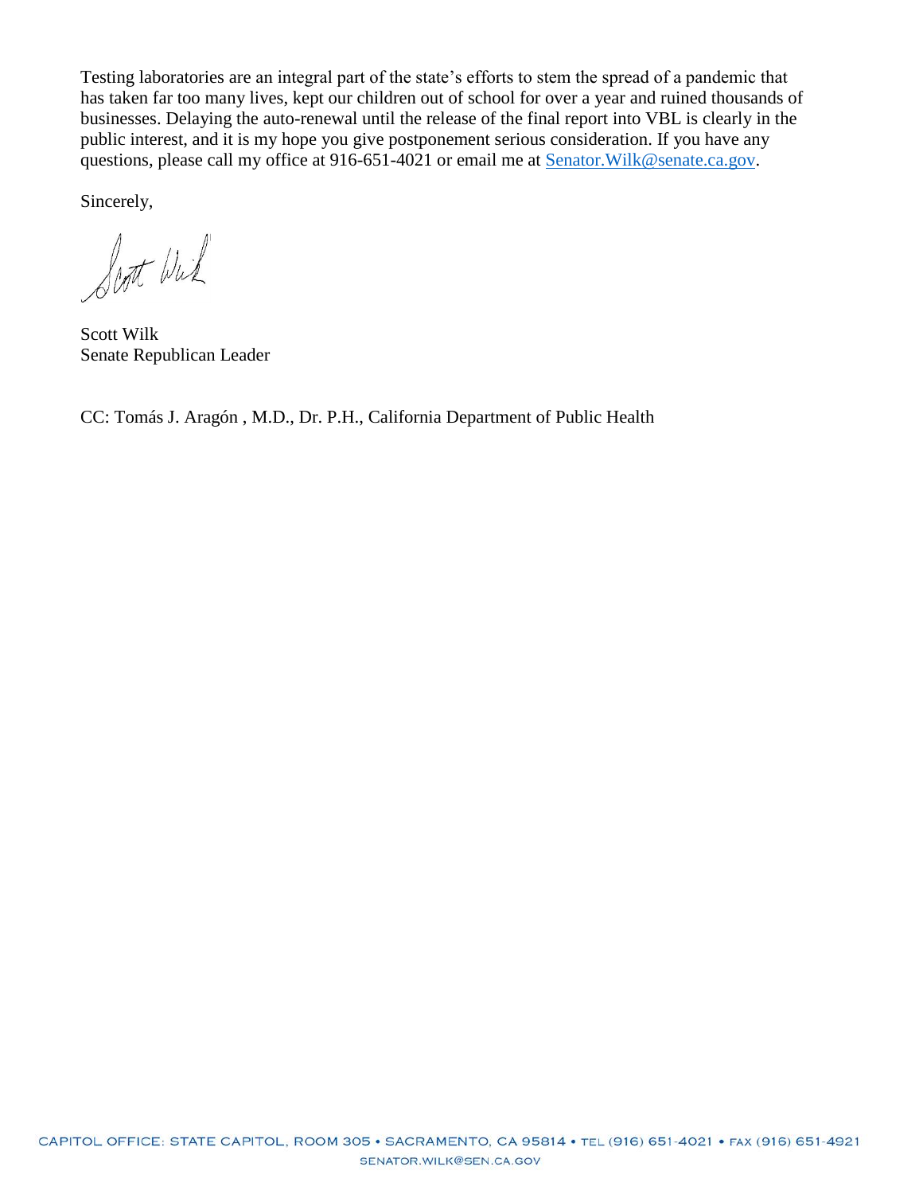Testing laboratories are an integral part of the state's efforts to stem the spread of a pandemic that has taken far too many lives, kept our children out of school for over a year and ruined thousands of businesses. Delaying the auto-renewal until the release of the final report into VBL is clearly in the public interest, and it is my hope you give postponement serious consideration. If you have any questions, please call my office at 916-651-4021 or email me at Senator.Wilk@senate.ca.gov.

Sincerely,

Scott Wilk
Senate Republican Leader

CC: Tomás J. Aragón , M.D., Dr. P.H., California Department of Public Health

CAPITOL OFFICE: STATE CAPITOL, ROOM 305 • SACRAMENTO, CA 95814 • TEL (916) 651-4021 • FAX (916) 651-4921
SENATOR.WILK@SEN.CA.GOV